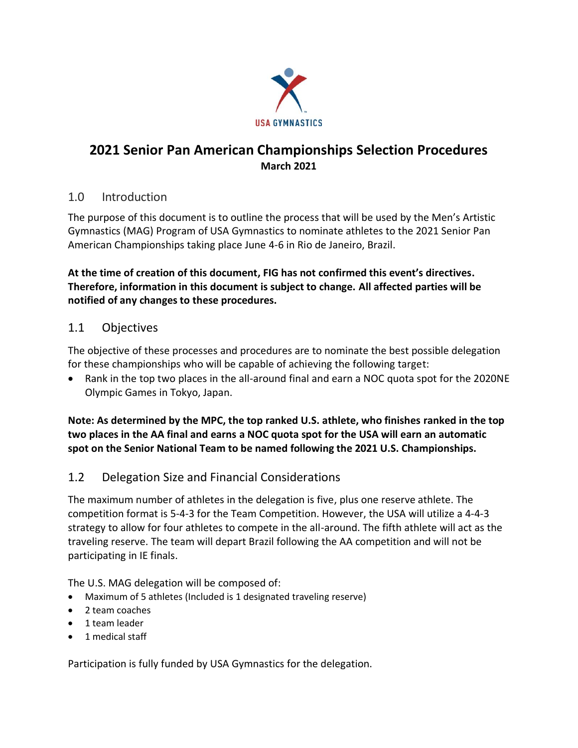USA GYMNASTICS

# 2021 Senior Pan American Championships Selection Procedures

**March 2021**

## 1.0 Introduction

The purpose of this document is to outline the process that will be used by the Men's Artistic Gymnastics (MAG) Program of USA Gymnastics to nominate athletes to the 2021 Senior Pan American Championships taking place June 4-6 in Rio de Janeiro, Brazil.

**At the time of creation of this document, FIG has not confirmed this event's directives. Therefore, information in this document is subject to change. All affected parties will be notified of any changes to these procedures.**

## 1.1 Objectives

The objective of these processes and procedures are to nominate the best possible delegation for these championships who will be capable of achieving the following target:

- Rank in the top two places in the all-around final and earn a NOC quota spot for the 2020NE Olympic Games in Tokyo, Japan.

**Note: As determined by the MPC, the top ranked U.S. athlete, who finishes ranked in the top two places in the AA final and earns a NOC quota spot for the USA will earn an automatic spot on the Senior National Team to be named following the 2021 U.S. Championships.**

## 1.2 Delegation Size and Financial Considerations

The maximum number of athletes in the delegation is five, plus one reserve athlete. The competition format is 5-4-3 for the Team Competition. However, the USA will utilize a 4-4-3 strategy to allow for four athletes to compete in the all-around. The fifth athlete will act as the traveling reserve. The team will depart Brazil following the AA competition and will not be participating in IE finals.

The U.S. MAG delegation will be composed of:

- Maximum of 5 athletes (Included is 1 designated traveling reserve)
- 2 team coaches
- 1 team leader
- 1 medical staff

Participation is fully funded by USA Gymnastics for the delegation.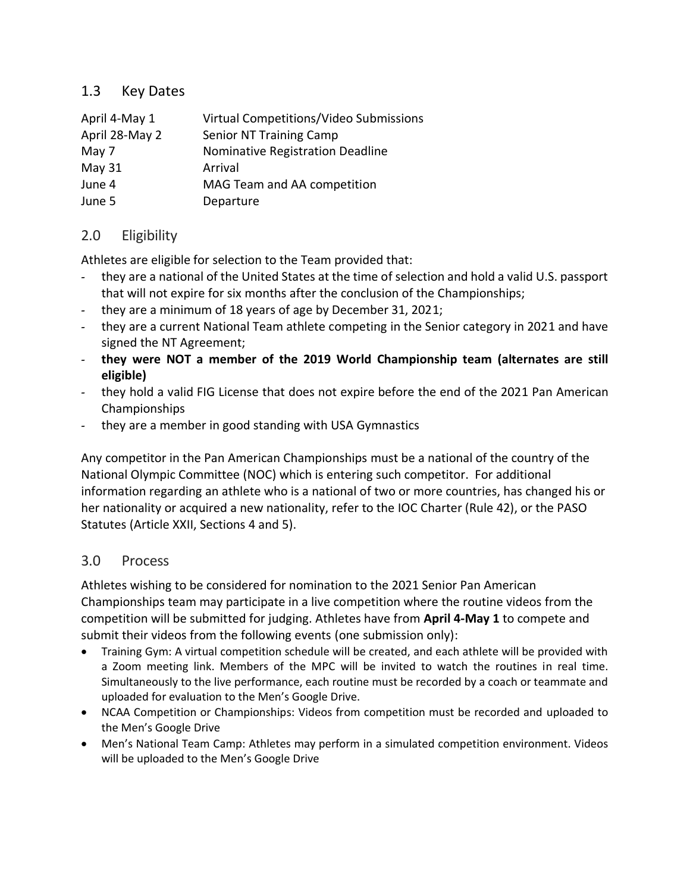## 1.3 Key Dates

| | |
|---|---|
| April 4-May 1 | Virtual Competitions/Video Submissions |
| April 28-May 2 | Senior NT Training Camp |
| May 7 | Nominative Registration Deadline |
| May 31 | Arrival |
| June 4 | MAG Team and AA competition |
| June 5 | Departure |

## 2.0 Eligibility

Athletes are eligible for selection to the Team provided that:

- they are a national of the United States at the time of selection and hold a valid U.S. passport that will not expire for six months after the conclusion of the Championships;
- they are a minimum of 18 years of age by December 31, 2021;
- they are a current National Team athlete competing in the Senior category in 2021 and have signed the NT Agreement;
- **they were NOT a member of the 2019 World Championship team (alternates are still eligible)**
- they hold a valid FIG License that does not expire before the end of the 2021 Pan American Championships
- they are a member in good standing with USA Gymnastics

Any competitor in the Pan American Championships must be a national of the country of the National Olympic Committee (NOC) which is entering such competitor. For additional information regarding an athlete who is a national of two or more countries, has changed his or her nationality or acquired a new nationality, refer to the IOC Charter (Rule 42), or the PASO Statutes (Article XXII, Sections 4 and 5).

## 3.0 Process

Athletes wishing to be considered for nomination to the 2021 Senior Pan American Championships team may participate in a live competition where the routine videos from the competition will be submitted for judging. Athletes have from **April 4-May 1** to compete and submit their videos from the following events (one submission only):

- Training Gym: A virtual competition schedule will be created, and each athlete will be provided with a Zoom meeting link. Members of the MPC will be invited to watch the routines in real time. Simultaneously to the live performance, each routine must be recorded by a coach or teammate and uploaded for evaluation to the Men's Google Drive.
- NCAA Competition or Championships: Videos from competition must be recorded and uploaded to the Men's Google Drive
- Men's National Team Camp: Athletes may perform in a simulated competition environment. Videos will be uploaded to the Men's Google Drive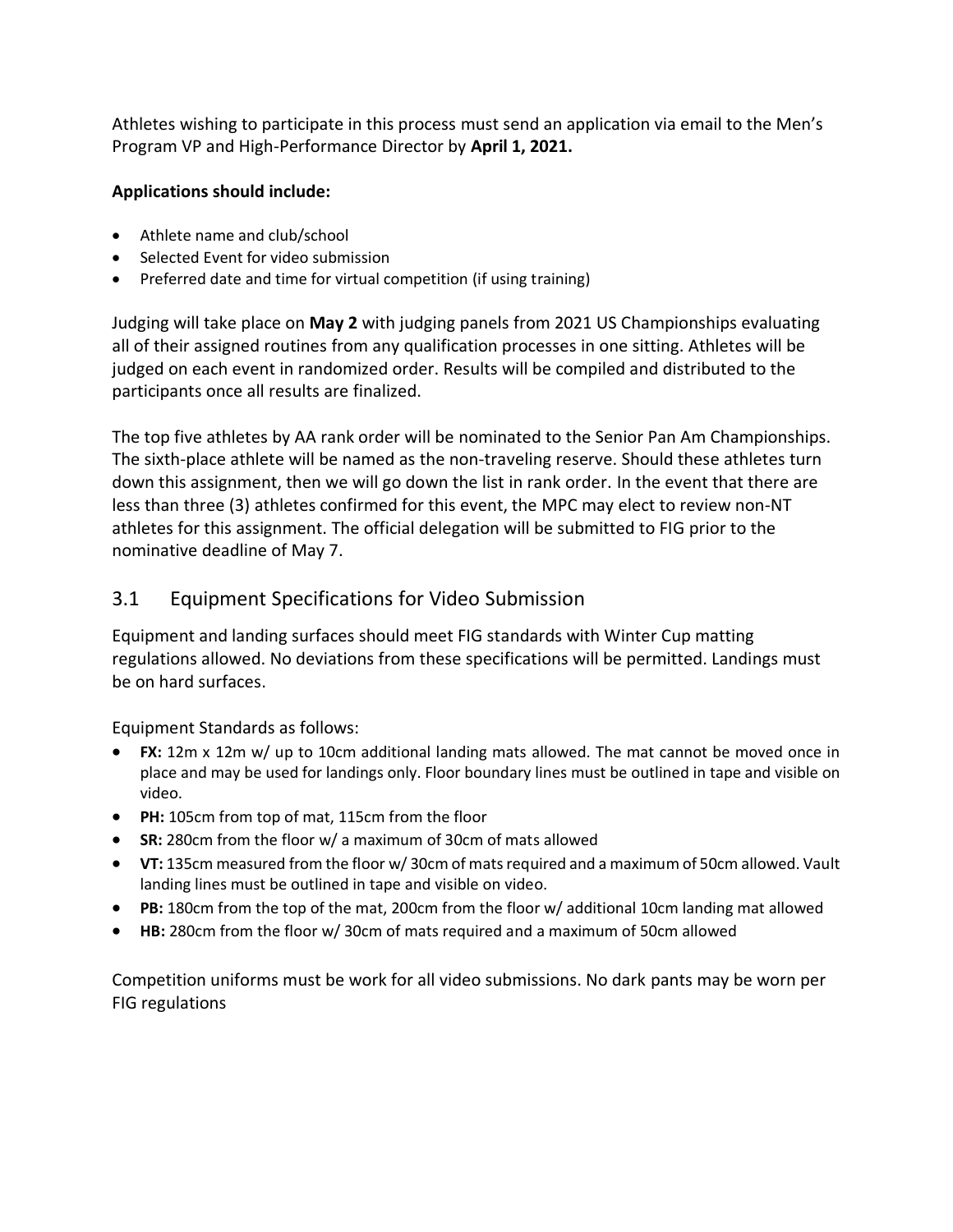Athletes wishing to participate in this process must send an application via email to the Men's Program VP and High-Performance Director by **April 1, 2021.**

**Applications should include:**

- Athlete name and club/school
- Selected Event for video submission
- Preferred date and time for virtual competition (if using training)

Judging will take place on **May 2** with judging panels from 2021 US Championships evaluating all of their assigned routines from any qualification processes in one sitting. Athletes will be judged on each event in randomized order. Results will be compiled and distributed to the participants once all results are finalized.

The top five athletes by AA rank order will be nominated to the Senior Pan Am Championships. The sixth-place athlete will be named as the non-traveling reserve. Should these athletes turn down this assignment, then we will go down the list in rank order. In the event that there are less than three (3) athletes confirmed for this event, the MPC may elect to review non-NT athletes for this assignment. The official delegation will be submitted to FIG prior to the nominative deadline of May 7.

## 3.1 Equipment Specifications for Video Submission

Equipment and landing surfaces should meet FIG standards with Winter Cup matting regulations allowed. No deviations from these specifications will be permitted. Landings must be on hard surfaces.

Equipment Standards as follows:

- **FX:** 12m x 12m w/ up to 10cm additional landing mats allowed. The mat cannot be moved once in place and may be used for landings only. Floor boundary lines must be outlined in tape and visible on video.
- **PH:** 105cm from top of mat, 115cm from the floor
- **SR:** 280cm from the floor w/ a maximum of 30cm of mats allowed
- **VT:** 135cm measured from the floor w/ 30cm of mats required and a maximum of 50cm allowed. Vault landing lines must be outlined in tape and visible on video.
- **PB:** 180cm from the top of the mat, 200cm from the floor w/ additional 10cm landing mat allowed
- **HB:** 280cm from the floor w/ 30cm of mats required and a maximum of 50cm allowed

Competition uniforms must be work for all video submissions. No dark pants may be worn per FIG regulations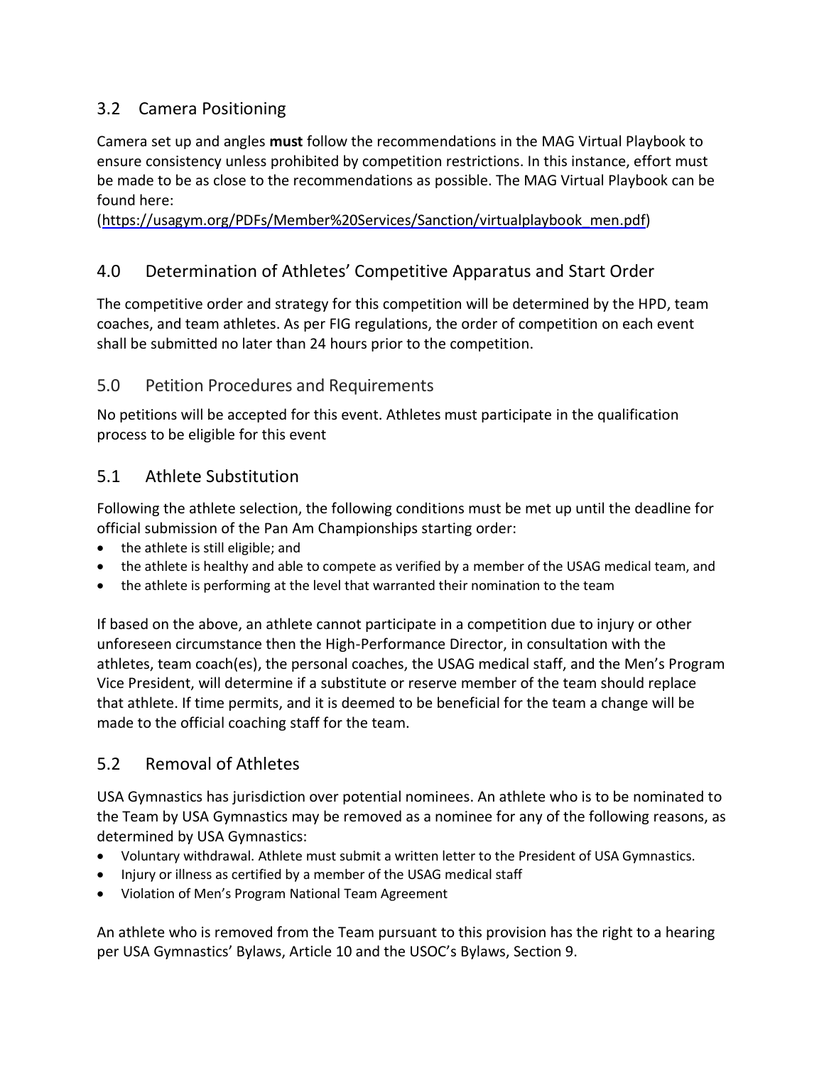## 3.2 Camera Positioning

Camera set up and angles **must** follow the recommendations in the MAG Virtual Playbook to ensure consistency unless prohibited by competition restrictions. In this instance, effort must be made to be as close to the recommendations as possible. The MAG Virtual Playbook can be found here:
(https://usagym.org/PDFs/Member%20Services/Sanction/virtualplaybook_men.pdf)

## 4.0 Determination of Athletes' Competitive Apparatus and Start Order

The competitive order and strategy for this competition will be determined by the HPD, team coaches, and team athletes. As per FIG regulations, the order of competition on each event shall be submitted no later than 24 hours prior to the competition.

## 5.0 Petition Procedures and Requirements

No petitions will be accepted for this event. Athletes must participate in the qualification process to be eligible for this event

## 5.1 Athlete Substitution

Following the athlete selection, the following conditions must be met up until the deadline for official submission of the Pan Am Championships starting order:

- the athlete is still eligible; and
- the athlete is healthy and able to compete as verified by a member of the USAG medical team, and
- the athlete is performing at the level that warranted their nomination to the team

If based on the above, an athlete cannot participate in a competition due to injury or other unforeseen circumstance then the High-Performance Director, in consultation with the athletes, team coach(es), the personal coaches, the USAG medical staff, and the Men's Program Vice President, will determine if a substitute or reserve member of the team should replace that athlete. If time permits, and it is deemed to be beneficial for the team a change will be made to the official coaching staff for the team.

## 5.2 Removal of Athletes

USA Gymnastics has jurisdiction over potential nominees. An athlete who is to be nominated to the Team by USA Gymnastics may be removed as a nominee for any of the following reasons, as determined by USA Gymnastics:

- Voluntary withdrawal. Athlete must submit a written letter to the President of USA Gymnastics.
- Injury or illness as certified by a member of the USAG medical staff
- Violation of Men's Program National Team Agreement

An athlete who is removed from the Team pursuant to this provision has the right to a hearing per USA Gymnastics' Bylaws, Article 10 and the USOC's Bylaws, Section 9.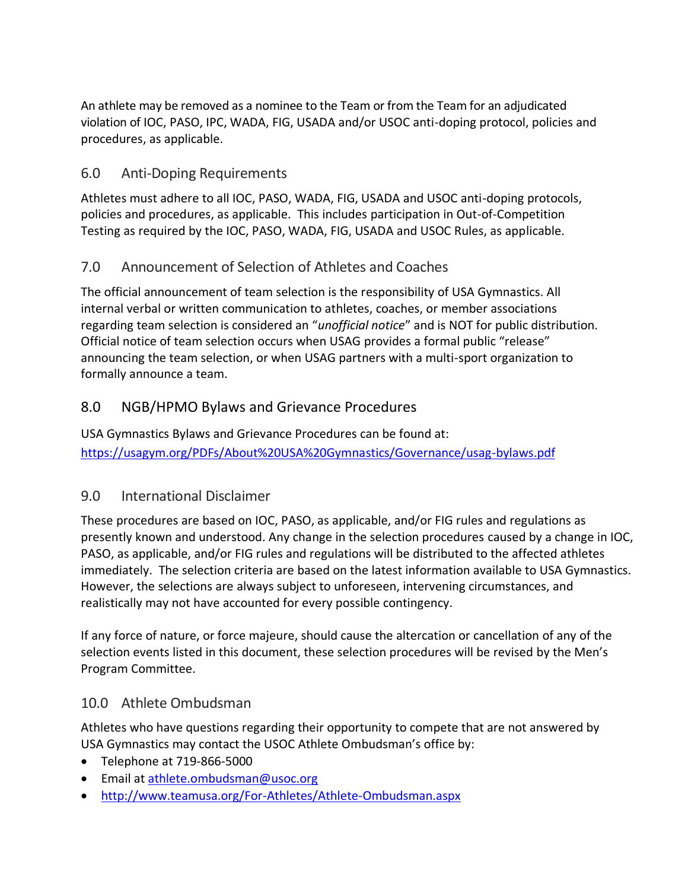An athlete may be removed as a nominee to the Team or from the Team for an adjudicated violation of IOC, PASO, IPC, WADA, FIG, USADA and/or USOC anti-doping protocol, policies and procedures, as applicable.

## 6.0 Anti-Doping Requirements

Athletes must adhere to all IOC, PASO, WADA, FIG, USADA and USOC anti-doping protocols, policies and procedures, as applicable. This includes participation in Out-of-Competition Testing as required by the IOC, PASO, WADA, FIG, USADA and USOC Rules, as applicable.

## 7.0 Announcement of Selection of Athletes and Coaches

The official announcement of team selection is the responsibility of USA Gymnastics. All internal verbal or written communication to athletes, coaches, or member associations regarding team selection is considered an "*unofficial notice*" and is NOT for public distribution. Official notice of team selection occurs when USAG provides a formal public "release" announcing the team selection, or when USAG partners with a multi-sport organization to formally announce a team.

## 8.0 NGB/HPMO Bylaws and Grievance Procedures

USA Gymnastics Bylaws and Grievance Procedures can be found at:
https://usagym.org/PDFs/About%20USA%20Gymnastics/Governance/usag-bylaws.pdf

## 9.0 International Disclaimer

These procedures are based on IOC, PASO, as applicable, and/or FIG rules and regulations as presently known and understood. Any change in the selection procedures caused by a change in IOC, PASO, as applicable, and/or FIG rules and regulations will be distributed to the affected athletes immediately. The selection criteria are based on the latest information available to USA Gymnastics. However, the selections are always subject to unforeseen, intervening circumstances, and realistically may not have accounted for every possible contingency.

If any force of nature, or force majeure, should cause the altercation or cancellation of any of the selection events listed in this document, these selection procedures will be revised by the Men's Program Committee.

## 10.0 Athlete Ombudsman

Athletes who have questions regarding their opportunity to compete that are not answered by USA Gymnastics may contact the USOC Athlete Ombudsman's office by:

- Telephone at 719-866-5000
- Email at athlete.ombudsman@usoc.org
- http://www.teamusa.org/For-Athletes/Athlete-Ombudsman.aspx